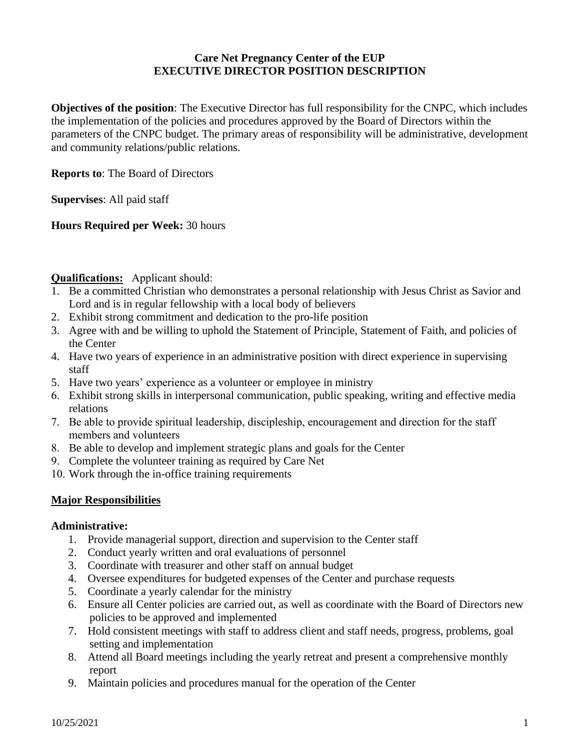# Care Net Pregnancy Center of the EUP
# EXECUTIVE DIRECTOR POSITION DESCRIPTION

**Objectives of the position**: The Executive Director has full responsibility for the CNPC, which includes the implementation of the policies and procedures approved by the Board of Directors within the parameters of the CNPC budget. The primary areas of responsibility will be administrative, development and community relations/public relations.

**Reports to**: The Board of Directors

**Supervises**: All paid staff

**Hours Required per Week:** 30 hours

**Qualifications:** Applicant should:

1. Be a committed Christian who demonstrates a personal relationship with Jesus Christ as Savior and Lord and is in regular fellowship with a local body of believers
2. Exhibit strong commitment and dedication to the pro-life position
3. Agree with and be willing to uphold the Statement of Principle, Statement of Faith, and policies of the Center
4. Have two years of experience in an administrative position with direct experience in supervising staff
5. Have two years' experience as a volunteer or employee in ministry
6. Exhibit strong skills in interpersonal communication, public speaking, writing and effective media relations
7. Be able to provide spiritual leadership, discipleship, encouragement and direction for the staff members and volunteers
8. Be able to develop and implement strategic plans and goals for the Center
9. Complete the volunteer training as required by Care Net
10. Work through the in-office training requirements

## Major Responsibilities

**Administrative:**

1. Provide managerial support, direction and supervision to the Center staff
2. Conduct yearly written and oral evaluations of personnel
3. Coordinate with treasurer and other staff on annual budget
4. Oversee expenditures for budgeted expenses of the Center and purchase requests
5. Coordinate a yearly calendar for the ministry
6. Ensure all Center policies are carried out, as well as coordinate with the Board of Directors new policies to be approved and implemented
7. Hold consistent meetings with staff to address client and staff needs, progress, problems, goal setting and implementation
8. Attend all Board meetings including the yearly retreat and present a comprehensive monthly report
9. Maintain policies and procedures manual for the operation of the Center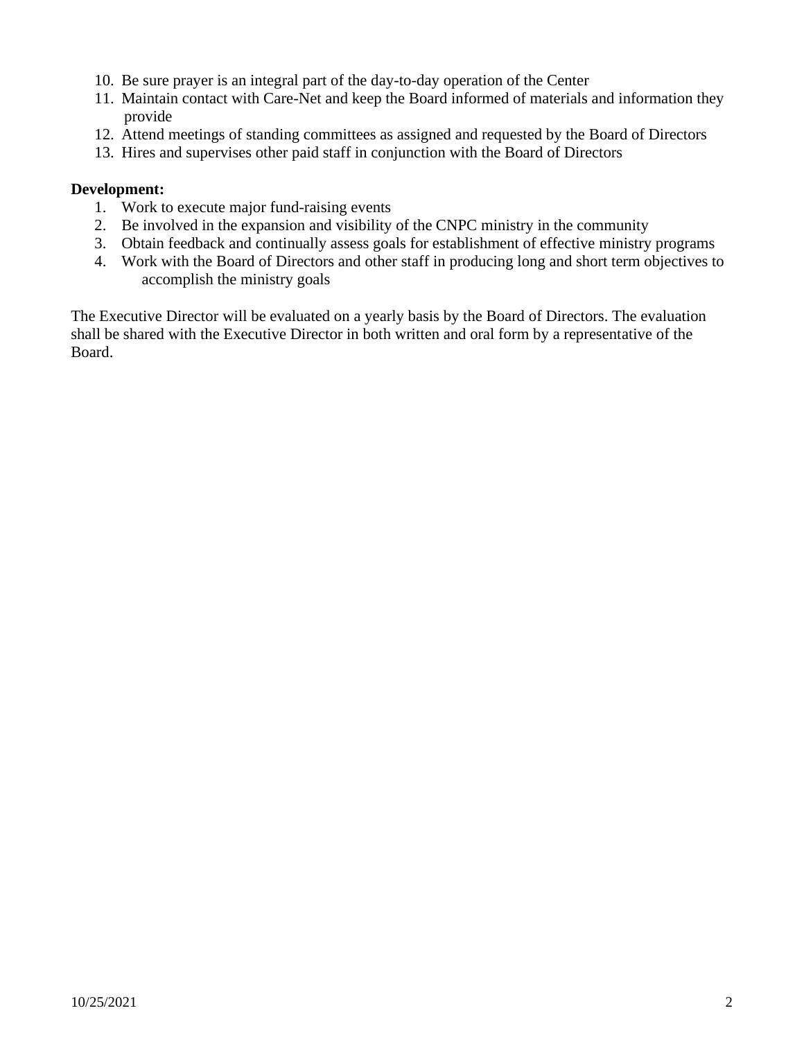10. Be sure prayer is an integral part of the day-to-day operation of the Center
11. Maintain contact with Care-Net and keep the Board informed of materials and information they provide
12. Attend meetings of standing committees as assigned and requested by the Board of Directors
13. Hires and supervises other paid staff in conjunction with the Board of Directors

**Development:**

1. Work to execute major fund-raising events
2. Be involved in the expansion and visibility of the CNPC ministry in the community
3. Obtain feedback and continually assess goals for establishment of effective ministry programs
4. Work with the Board of Directors and other staff in producing long and short term objectives to accomplish the ministry goals

The Executive Director will be evaluated on a yearly basis by the Board of Directors. The evaluation shall be shared with the Executive Director in both written and oral form by a representative of the Board.